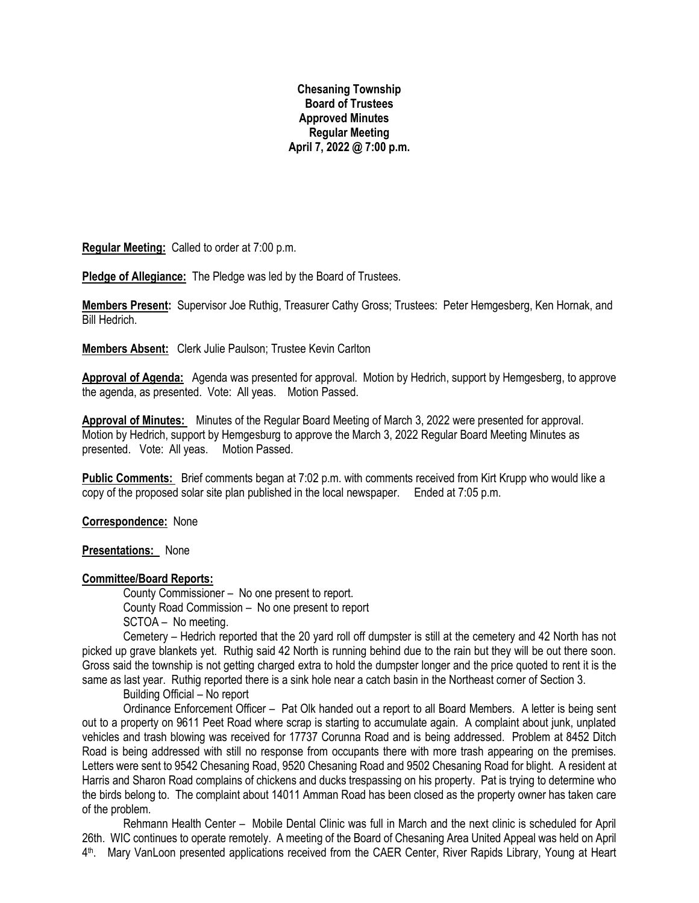**Chesaning Township**
**Board of Trustees**
**Approved Minutes**
**Regular Meeting**
**April 7, 2022 @ 7:00 p.m.**

**Regular Meeting:** Called to order at 7:00 p.m.

**Pledge of Allegiance:** The Pledge was led by the Board of Trustees.

**Members Present:** Supervisor Joe Ruthig, Treasurer Cathy Gross; Trustees: Peter Hemgesberg, Ken Hornak, and Bill Hedrich.

**Members Absent:** Clerk Julie Paulson; Trustee Kevin Carlton

**Approval of Agenda:** Agenda was presented for approval. Motion by Hedrich, support by Hemgesberg, to approve the agenda, as presented. Vote: All yeas. Motion Passed.

**Approval of Minutes:** Minutes of the Regular Board Meeting of March 3, 2022 were presented for approval. Motion by Hedrich, support by Hemgesburg to approve the March 3, 2022 Regular Board Meeting Minutes as presented. Vote: All yeas. Motion Passed.

**Public Comments:** Brief comments began at 7:02 p.m. with comments received from Kirt Krupp who would like a copy of the proposed solar site plan published in the local newspaper. Ended at 7:05 p.m.

**Correspondence:** None

**Presentations:** None

**Committee/Board Reports:**

County Commissioner – No one present to report.

County Road Commission – No one present to report

SCTOA – No meeting.

Cemetery – Hedrich reported that the 20 yard roll off dumpster is still at the cemetery and 42 North has not picked up grave blankets yet. Ruthig said 42 North is running behind due to the rain but they will be out there soon. Gross said the township is not getting charged extra to hold the dumpster longer and the price quoted to rent it is the same as last year. Ruthig reported there is a sink hole near a catch basin in the Northeast corner of Section 3.

Building Official – No report

Ordinance Enforcement Officer – Pat Olk handed out a report to all Board Members. A letter is being sent out to a property on 9611 Peet Road where scrap is starting to accumulate again. A complaint about junk, unplated vehicles and trash blowing was received for 17737 Corunna Road and is being addressed. Problem at 8452 Ditch Road is being addressed with still no response from occupants there with more trash appearing on the premises. Letters were sent to 9542 Chesaning Road, 9520 Chesaning Road and 9502 Chesaning Road for blight. A resident at Harris and Sharon Road complains of chickens and ducks trespassing on his property. Pat is trying to determine who the birds belong to. The complaint about 14011 Amman Road has been closed as the property owner has taken care of the problem.

Rehmann Health Center – Mobile Dental Clinic was full in March and the next clinic is scheduled for April 26th. WIC continues to operate remotely. A meeting of the Board of Chesaning Area United Appeal was held on April 4th. Mary VanLoon presented applications received from the CAER Center, River Rapids Library, Young at Heart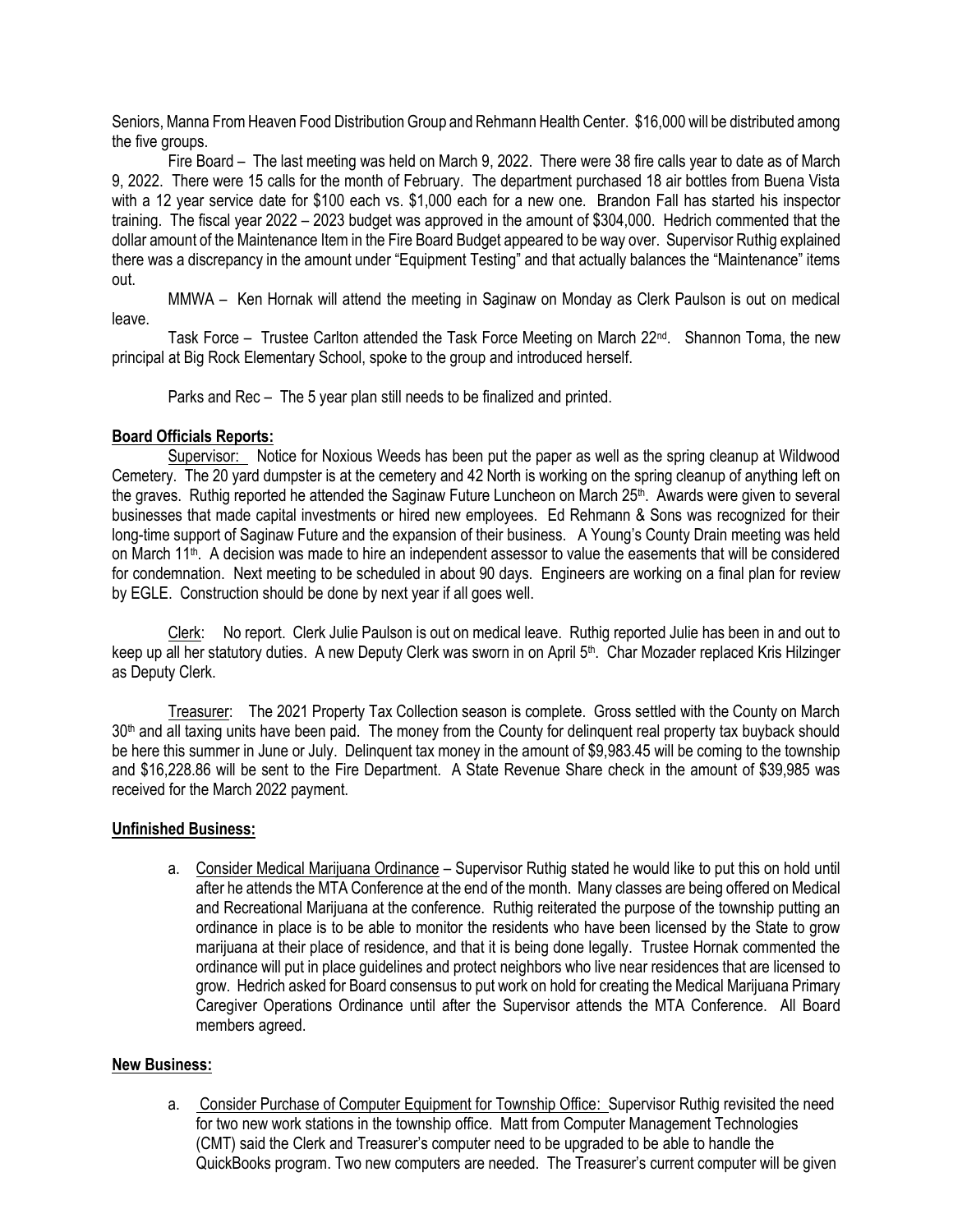Seniors, Manna From Heaven Food Distribution Group and Rehmann Health Center. $16,000 will be distributed among the five groups.

Fire Board – The last meeting was held on March 9, 2022. There were 38 fire calls year to date as of March 9, 2022. There were 15 calls for the month of February. The department purchased 18 air bottles from Buena Vista with a 12 year service date for $100 each vs. $1,000 each for a new one. Brandon Fall has started his inspector training. The fiscal year 2022 – 2023 budget was approved in the amount of $304,000. Hedrich commented that the dollar amount of the Maintenance Item in the Fire Board Budget appeared to be way over. Supervisor Ruthig explained there was a discrepancy in the amount under "Equipment Testing" and that actually balances the "Maintenance" items out.

MMWA – Ken Hornak will attend the meeting in Saginaw on Monday as Clerk Paulson is out on medical leave.

Task Force – Trustee Carlton attended the Task Force Meeting on March 22nd. Shannon Toma, the new principal at Big Rock Elementary School, spoke to the group and introduced herself.

Parks and Rec – The 5 year plan still needs to be finalized and printed.

**Board Officials Reports:**

Supervisor: Notice for Noxious Weeds has been put the paper as well as the spring cleanup at Wildwood Cemetery. The 20 yard dumpster is at the cemetery and 42 North is working on the spring cleanup of anything left on the graves. Ruthig reported he attended the Saginaw Future Luncheon on March 25th. Awards were given to several businesses that made capital investments or hired new employees. Ed Rehmann & Sons was recognized for their long-time support of Saginaw Future and the expansion of their business. A Young's County Drain meeting was held on March 11th. A decision was made to hire an independent assessor to value the easements that will be considered for condemnation. Next meeting to be scheduled in about 90 days. Engineers are working on a final plan for review by EGLE. Construction should be done by next year if all goes well.

Clerk: No report. Clerk Julie Paulson is out on medical leave. Ruthig reported Julie has been in and out to keep up all her statutory duties. A new Deputy Clerk was sworn in on April 5th. Char Mozader replaced Kris Hilzinger as Deputy Clerk.

Treasurer: The 2021 Property Tax Collection season is complete. Gross settled with the County on March 30th and all taxing units have been paid. The money from the County for delinquent real property tax buyback should be here this summer in June or July. Delinquent tax money in the amount of $9,983.45 will be coming to the township and $16,228.86 will be sent to the Fire Department. A State Revenue Share check in the amount of $39,985 was received for the March 2022 payment.

**Unfinished Business:**

a. Consider Medical Marijuana Ordinance – Supervisor Ruthig stated he would like to put this on hold until after he attends the MTA Conference at the end of the month. Many classes are being offered on Medical and Recreational Marijuana at the conference. Ruthig reiterated the purpose of the township putting an ordinance in place is to be able to monitor the residents who have been licensed by the State to grow marijuana at their place of residence, and that it is being done legally. Trustee Hornak commented the ordinance will put in place guidelines and protect neighbors who live near residences that are licensed to grow. Hedrich asked for Board consensus to put work on hold for creating the Medical Marijuana Primary Caregiver Operations Ordinance until after the Supervisor attends the MTA Conference. All Board members agreed.

**New Business:**

a. Consider Purchase of Computer Equipment for Township Office: Supervisor Ruthig revisited the need for two new work stations in the township office. Matt from Computer Management Technologies (CMT) said the Clerk and Treasurer's computer need to be upgraded to be able to handle the QuickBooks program. Two new computers are needed. The Treasurer's current computer will be given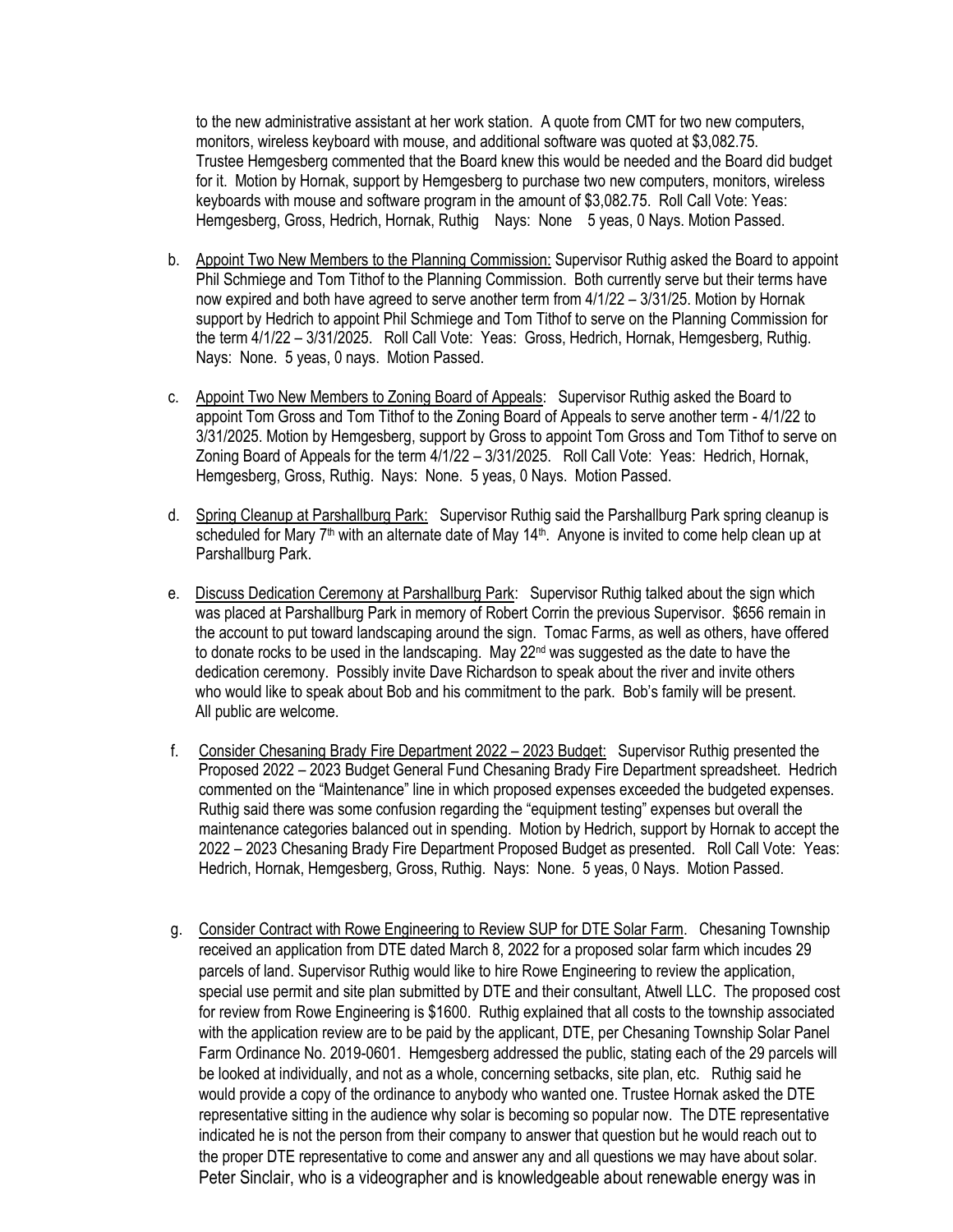to the new administrative assistant at her work station. A quote from CMT for two new computers, monitors, wireless keyboard with mouse, and additional software was quoted at $3,082.75. Trustee Hemgesberg commented that the Board knew this would be needed and the Board did budget for it. Motion by Hornak, support by Hemgesberg to purchase two new computers, monitors, wireless keyboards with mouse and software program in the amount of $3,082.75. Roll Call Vote: Yeas: Hemgesberg, Gross, Hedrich, Hornak, Ruthig Nays: None 5 yeas, 0 Nays. Motion Passed.

b. Appoint Two New Members to the Planning Commission: Supervisor Ruthig asked the Board to appoint Phil Schmiege and Tom Tithof to the Planning Commission. Both currently serve but their terms have now expired and both have agreed to serve another term from 4/1/22 – 3/31/25. Motion by Hornak support by Hedrich to appoint Phil Schmiege and Tom Tithof to serve on the Planning Commission for the term 4/1/22 – 3/31/2025. Roll Call Vote: Yeas: Gross, Hedrich, Hornak, Hemgesberg, Ruthig. Nays: None. 5 yeas, 0 nays. Motion Passed.

c. Appoint Two New Members to Zoning Board of Appeals: Supervisor Ruthig asked the Board to appoint Tom Gross and Tom Tithof to the Zoning Board of Appeals to serve another term - 4/1/22 to 3/31/2025. Motion by Hemgesberg, support by Gross to appoint Tom Gross and Tom Tithof to serve on Zoning Board of Appeals for the term 4/1/22 – 3/31/2025. Roll Call Vote: Yeas: Hedrich, Hornak, Hemgesberg, Gross, Ruthig. Nays: None. 5 yeas, 0 Nays. Motion Passed.

d. Spring Cleanup at Parshallburg Park: Supervisor Ruthig said the Parshallburg Park spring cleanup is scheduled for Mary 7th with an alternate date of May 14th. Anyone is invited to come help clean up at Parshallburg Park.

e. Discuss Dedication Ceremony at Parshallburg Park: Supervisor Ruthig talked about the sign which was placed at Parshallburg Park in memory of Robert Corrin the previous Supervisor. $656 remain in the account to put toward landscaping around the sign. Tomac Farms, as well as others, have offered to donate rocks to be used in the landscaping. May 22nd was suggested as the date to have the dedication ceremony. Possibly invite Dave Richardson to speak about the river and invite others who would like to speak about Bob and his commitment to the park. Bob's family will be present. All public are welcome.

f. Consider Chesaning Brady Fire Department 2022 – 2023 Budget: Supervisor Ruthig presented the Proposed 2022 – 2023 Budget General Fund Chesaning Brady Fire Department spreadsheet. Hedrich commented on the "Maintenance" line in which proposed expenses exceeded the budgeted expenses. Ruthig said there was some confusion regarding the "equipment testing" expenses but overall the maintenance categories balanced out in spending. Motion by Hedrich, support by Hornak to accept the 2022 – 2023 Chesaning Brady Fire Department Proposed Budget as presented. Roll Call Vote: Yeas: Hedrich, Hornak, Hemgesberg, Gross, Ruthig. Nays: None. 5 yeas, 0 Nays. Motion Passed.

g. Consider Contract with Rowe Engineering to Review SUP for DTE Solar Farm. Chesaning Township received an application from DTE dated March 8, 2022 for a proposed solar farm which incudes 29 parcels of land. Supervisor Ruthig would like to hire Rowe Engineering to review the application, special use permit and site plan submitted by DTE and their consultant, Atwell LLC. The proposed cost for review from Rowe Engineering is $1600. Ruthig explained that all costs to the township associated with the application review are to be paid by the applicant, DTE, per Chesaning Township Solar Panel Farm Ordinance No. 2019-0601. Hemgesberg addressed the public, stating each of the 29 parcels will be looked at individually, and not as a whole, concerning setbacks, site plan, etc. Ruthig said he would provide a copy of the ordinance to anybody who wanted one. Trustee Hornak asked the DTE representative sitting in the audience why solar is becoming so popular now. The DTE representative indicated he is not the person from their company to answer that question but he would reach out to the proper DTE representative to come and answer any and all questions we may have about solar. Peter Sinclair, who is a videographer and is knowledgeable about renewable energy was in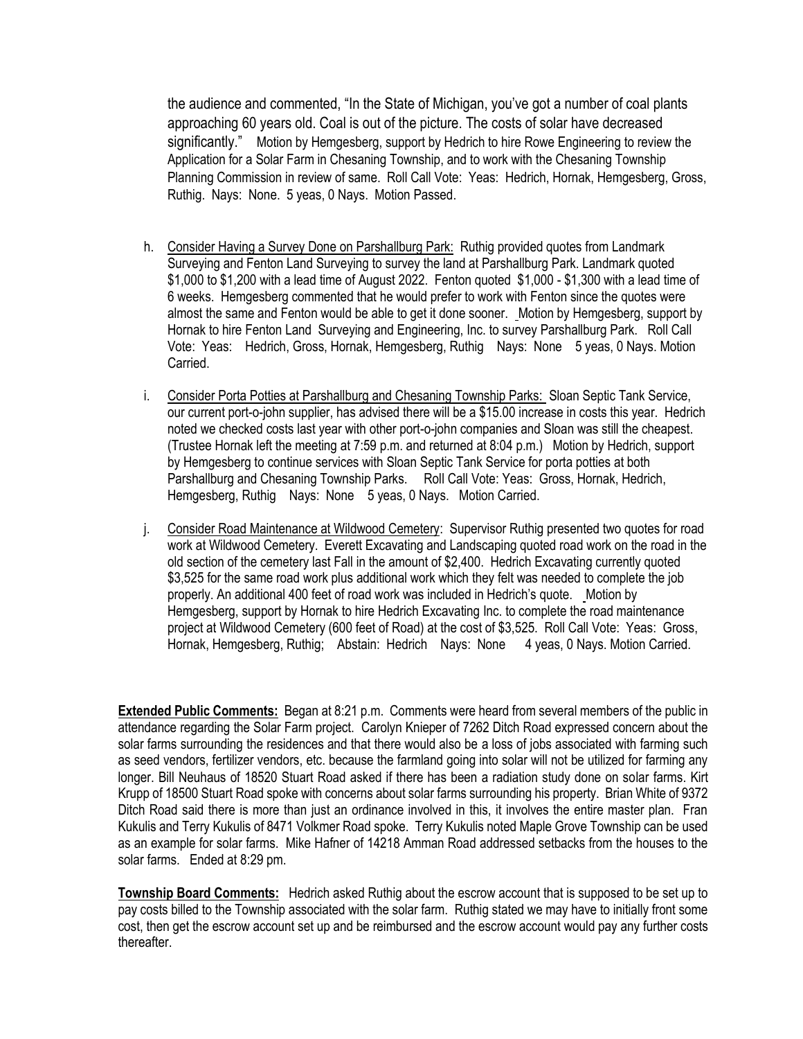the audience and commented, "In the State of Michigan, you've got a number of coal plants approaching 60 years old. Coal is out of the picture. The costs of solar have decreased significantly." Motion by Hemgesberg, support by Hedrich to hire Rowe Engineering to review the Application for a Solar Farm in Chesaning Township, and to work with the Chesaning Township Planning Commission in review of same. Roll Call Vote: Yeas: Hedrich, Hornak, Hemgesberg, Gross, Ruthig. Nays: None. 5 yeas, 0 Nays. Motion Passed.

h. Consider Having a Survey Done on Parshallburg Park: Ruthig provided quotes from Landmark Surveying and Fenton Land Surveying to survey the land at Parshallburg Park. Landmark quoted $1,000 to $1,200 with a lead time of August 2022. Fenton quoted $1,000 - $1,300 with a lead time of 6 weeks. Hemgesberg commented that he would prefer to work with Fenton since the quotes were almost the same and Fenton would be able to get it done sooner. Motion by Hemgesberg, support by Hornak to hire Fenton Land Surveying and Engineering, Inc. to survey Parshallburg Park. Roll Call Vote: Yeas: Hedrich, Gross, Hornak, Hemgesberg, Ruthig Nays: None 5 yeas, 0 Nays. Motion Carried.

i. Consider Porta Potties at Parshallburg and Chesaning Township Parks: Sloan Septic Tank Service, our current port-o-john supplier, has advised there will be a $15.00 increase in costs this year. Hedrich noted we checked costs last year with other port-o-john companies and Sloan was still the cheapest. (Trustee Hornak left the meeting at 7:59 p.m. and returned at 8:04 p.m.) Motion by Hedrich, support by Hemgesberg to continue services with Sloan Septic Tank Service for porta potties at both Parshallburg and Chesaning Township Parks. Roll Call Vote: Yeas: Gross, Hornak, Hedrich, Hemgesberg, Ruthig Nays: None 5 yeas, 0 Nays. Motion Carried.

j. Consider Road Maintenance at Wildwood Cemetery: Supervisor Ruthig presented two quotes for road work at Wildwood Cemetery. Everett Excavating and Landscaping quoted road work on the road in the old section of the cemetery last Fall in the amount of $2,400. Hedrich Excavating currently quoted $3,525 for the same road work plus additional work which they felt was needed to complete the job properly. An additional 400 feet of road work was included in Hedrich's quote. Motion by Hemgesberg, support by Hornak to hire Hedrich Excavating Inc. to complete the road maintenance project at Wildwood Cemetery (600 feet of Road) at the cost of $3,525. Roll Call Vote: Yeas: Gross, Hornak, Hemgesberg, Ruthig; Abstain: Hedrich Nays: None 4 yeas, 0 Nays. Motion Carried.

**Extended Public Comments:** Began at 8:21 p.m. Comments were heard from several members of the public in attendance regarding the Solar Farm project. Carolyn Knieper of 7262 Ditch Road expressed concern about the solar farms surrounding the residences and that there would also be a loss of jobs associated with farming such as seed vendors, fertilizer vendors, etc. because the farmland going into solar will not be utilized for farming any longer. Bill Neuhaus of 18520 Stuart Road asked if there has been a radiation study done on solar farms. Kirt Krupp of 18500 Stuart Road spoke with concerns about solar farms surrounding his property. Brian White of 9372 Ditch Road said there is more than just an ordinance involved in this, it involves the entire master plan. Fran Kukulis and Terry Kukulis of 8471 Volkmer Road spoke. Terry Kukulis noted Maple Grove Township can be used as an example for solar farms. Mike Hafner of 14218 Amman Road addressed setbacks from the houses to the solar farms. Ended at 8:29 pm.

**Township Board Comments:** Hedrich asked Ruthig about the escrow account that is supposed to be set up to pay costs billed to the Township associated with the solar farm. Ruthig stated we may have to initially front some cost, then get the escrow account set up and be reimbursed and the escrow account would pay any further costs thereafter.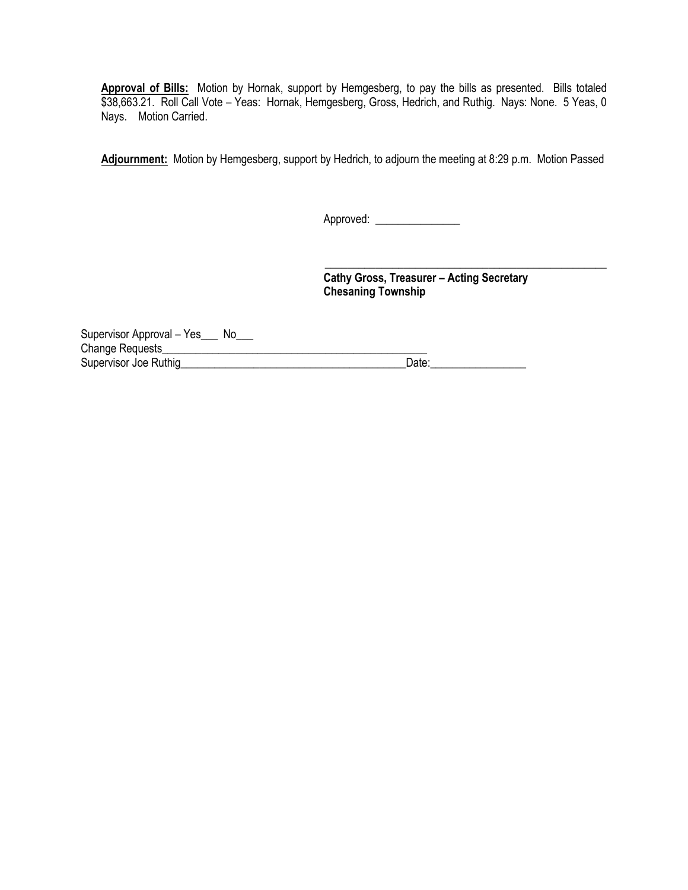**Approval of Bills:** Motion by Hornak, support by Hemgesberg, to pay the bills as presented. Bills totaled $38,663.21. Roll Call Vote – Yeas: Hornak, Hemgesberg, Gross, Hedrich, and Ruthig. Nays: None. 5 Yeas, 0 Nays. Motion Carried.

**Adjournment:** Motion by Hemgesberg, support by Hedrich, to adjourn the meeting at 8:29 p.m. Motion Passed

Approved: _______________

___________________________________________________

**Cathy Gross, Treasurer – Acting Secretary**
**Chesaning Township**

Supervisor Approval – Yes___ No___
Change Requests_______________________________________________
Supervisor Joe Ruthig________________________________________Date:_________________